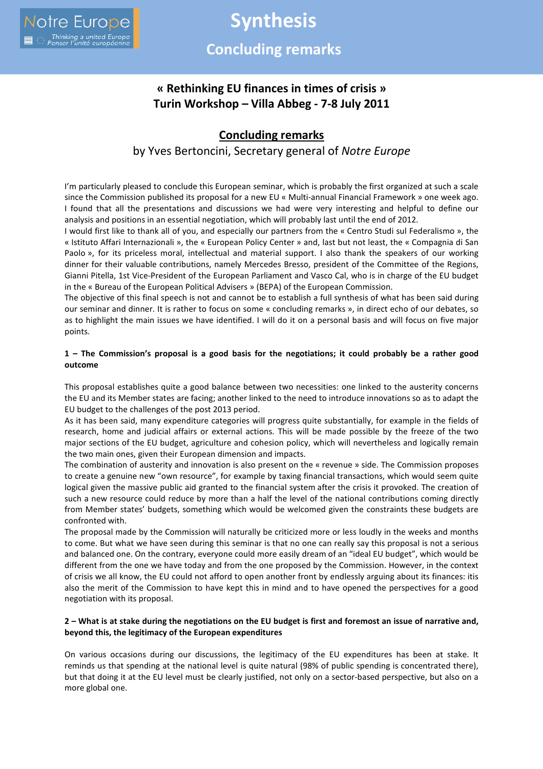# Synthesis

## Concluding remarks

**« Rethinking EU finances in times of crisis »**
**Turin Workshop – Villa Abbeg - 7-8 July 2011**

## Concluding remarks

by Yves Bertoncini, Secretary general of *Notre Europe*

I'm particularly pleased to conclude this European seminar, which is probably the first organized at such a scale since the Commission published its proposal for a new EU « Multi-annual Financial Framework » one week ago. I found that all the presentations and discussions we had were very interesting and helpful to define our analysis and positions in an essential negotiation, which will probably last until the end of 2012.

I would first like to thank all of you, and especially our partners from the « Centro Studi sul Federalismo », the « Istituto Affari Internazionali », the « European Policy Center » and, last but not least, the « Compagnia di San Paolo », for its priceless moral, intellectual and material support. I also thank the speakers of our working dinner for their valuable contributions, namely Mercedes Bresso, president of the Committee of the Regions, Gianni Pitella, 1st Vice-President of the European Parliament and Vasco Cal, who is in charge of the EU budget in the « Bureau of the European Political Advisers » (BEPA) of the European Commission.

The objective of this final speech is not and cannot be to establish a full synthesis of what has been said during our seminar and dinner. It is rather to focus on some « concluding remarks », in direct echo of our debates, so as to highlight the main issues we have identified. I will do it on a personal basis and will focus on five major points.

**1 – The Commission's proposal is a good basis for the negotiations; it could probably be a rather good outcome**

This proposal establishes quite a good balance between two necessities: one linked to the austerity concerns the EU and its Member states are facing; another linked to the need to introduce innovations so as to adapt the EU budget to the challenges of the post 2013 period.

As it has been said, many expenditure categories will progress quite substantially, for example in the fields of research, home and judicial affairs or external actions. This will be made possible by the freeze of the two major sections of the EU budget, agriculture and cohesion policy, which will nevertheless and logically remain the two main ones, given their European dimension and impacts.

The combination of austerity and innovation is also present on the « revenue » side. The Commission proposes to create a genuine new "own resource", for example by taxing financial transactions, which would seem quite logical given the massive public aid granted to the financial system after the crisis it provoked. The creation of such a new resource could reduce by more than a half the level of the national contributions coming directly from Member states' budgets, something which would be welcomed given the constraints these budgets are confronted with.

The proposal made by the Commission will naturally be criticized more or less loudly in the weeks and months to come. But what we have seen during this seminar is that no one can really say this proposal is not a serious and balanced one. On the contrary, everyone could more easily dream of an "ideal EU budget", which would be different from the one we have today and from the one proposed by the Commission. However, in the context of crisis we all know, the EU could not afford to open another front by endlessly arguing about its finances: itis also the merit of the Commission to have kept this in mind and to have opened the perspectives for a good negotiation with its proposal.

**2 – What is at stake during the negotiations on the EU budget is first and foremost an issue of narrative and, beyond this, the legitimacy of the European expenditures**

On various occasions during our discussions, the legitimacy of the EU expenditures has been at stake. It reminds us that spending at the national level is quite natural (98% of public spending is concentrated there), but that doing it at the EU level must be clearly justified, not only on a sector-based perspective, but also on a more global one.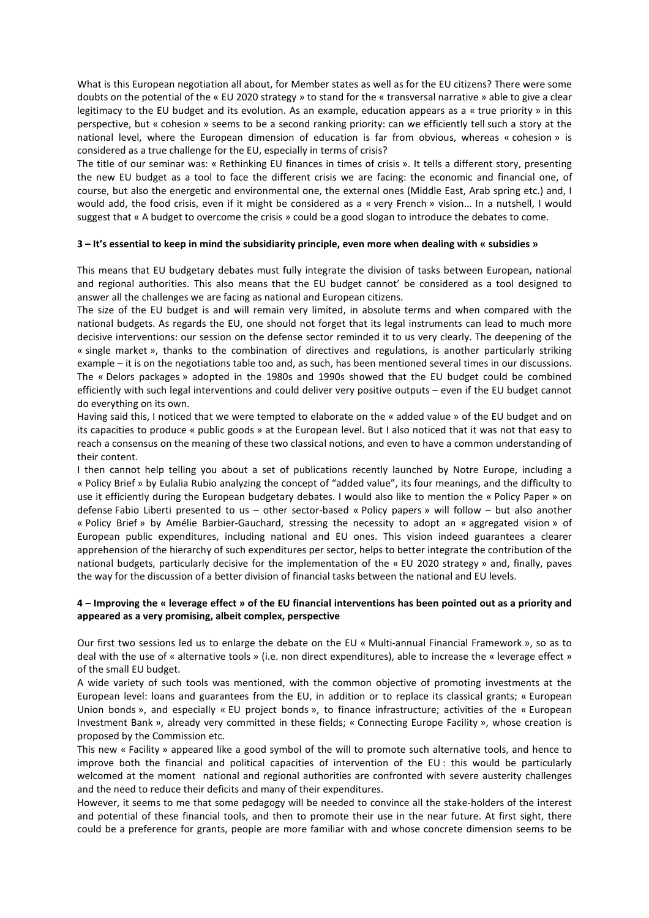What is this European negotiation all about, for Member states as well as for the EU citizens? There were some doubts on the potential of the « EU 2020 strategy » to stand for the « transversal narrative » able to give a clear legitimacy to the EU budget and its evolution. As an example, education appears as a « true priority » in this perspective, but « cohesion » seems to be a second ranking priority: can we efficiently tell such a story at the national level, where the European dimension of education is far from obvious, whereas « cohesion » is considered as a true challenge for the EU, especially in terms of crisis?

The title of our seminar was: « Rethinking EU finances in times of crisis ». It tells a different story, presenting the new EU budget as a tool to face the different crisis we are facing: the economic and financial one, of course, but also the energetic and environmental one, the external ones (Middle East, Arab spring etc.) and, I would add, the food crisis, even if it might be considered as a « very French » vision… In a nutshell, I would suggest that « A budget to overcome the crisis » could be a good slogan to introduce the debates to come.

### 3 – It's essential to keep in mind the subsidiarity principle, even more when dealing with « subsidies »

This means that EU budgetary debates must fully integrate the division of tasks between European, national and regional authorities. This also means that the EU budget cannot' be considered as a tool designed to answer all the challenges we are facing as national and European citizens.

The size of the EU budget is and will remain very limited, in absolute terms and when compared with the national budgets. As regards the EU, one should not forget that its legal instruments can lead to much more decisive interventions: our session on the defense sector reminded it to us very clearly. The deepening of the « single market », thanks to the combination of directives and regulations, is another particularly striking example – it is on the negotiations table too and, as such, has been mentioned several times in our discussions. The « Delors packages » adopted in the 1980s and 1990s showed that the EU budget could be combined efficiently with such legal interventions and could deliver very positive outputs – even if the EU budget cannot do everything on its own.

Having said this, I noticed that we were tempted to elaborate on the « added value » of the EU budget and on its capacities to produce « public goods » at the European level. But I also noticed that it was not that easy to reach a consensus on the meaning of these two classical notions, and even to have a common understanding of their content.

I then cannot help telling you about a set of publications recently launched by Notre Europe, including a « Policy Brief » by Eulalia Rubio analyzing the concept of "added value", its four meanings, and the difficulty to use it efficiently during the European budgetary debates. I would also like to mention the « Policy Paper » on defense Fabio Liberti presented to us – other sector-based « Policy papers » will follow – but also another « Policy Brief » by Amélie Barbier-Gauchard, stressing the necessity to adopt an « aggregated vision » of European public expenditures, including national and EU ones. This vision indeed guarantees a clearer apprehension of the hierarchy of such expenditures per sector, helps to better integrate the contribution of the national budgets, particularly decisive for the implementation of the « EU 2020 strategy » and, finally, paves the way for the discussion of a better division of financial tasks between the national and EU levels.

### 4 – Improving the « leverage effect » of the EU financial interventions has been pointed out as a priority and appeared as a very promising, albeit complex, perspective

Our first two sessions led us to enlarge the debate on the EU « Multi-annual Financial Framework », so as to deal with the use of « alternative tools » (i.e. non direct expenditures), able to increase the « leverage effect » of the small EU budget.

A wide variety of such tools was mentioned, with the common objective of promoting investments at the European level: loans and guarantees from the EU, in addition or to replace its classical grants; « European Union bonds », and especially « EU project bonds », to finance infrastructure; activities of the « European Investment Bank », already very committed in these fields; « Connecting Europe Facility », whose creation is proposed by the Commission etc.

This new « Facility » appeared like a good symbol of the will to promote such alternative tools, and hence to improve both the financial and political capacities of intervention of the EU : this would be particularly welcomed at the moment national and regional authorities are confronted with severe austerity challenges and the need to reduce their deficits and many of their expenditures.

However, it seems to me that some pedagogy will be needed to convince all the stake-holders of the interest and potential of these financial tools, and then to promote their use in the near future. At first sight, there could be a preference for grants, people are more familiar with and whose concrete dimension seems to be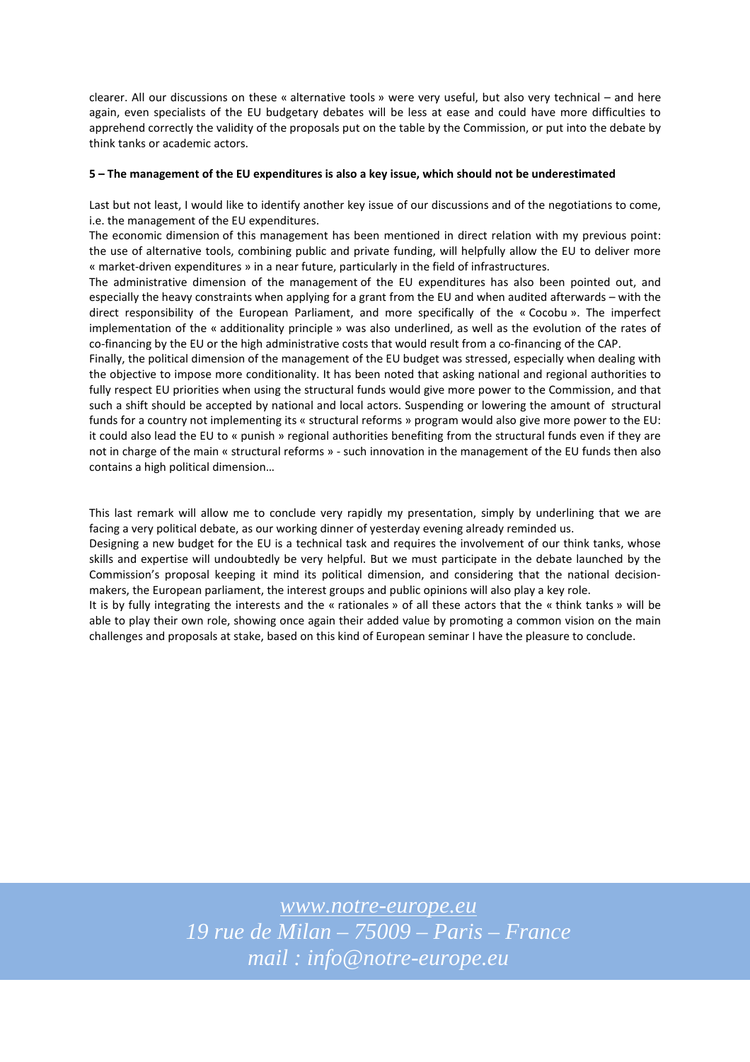clearer. All our discussions on these « alternative tools » were very useful, but also very technical – and here again, even specialists of the EU budgetary debates will be less at ease and could have more difficulties to apprehend correctly the validity of the proposals put on the table by the Commission, or put into the debate by think tanks or academic actors.

**5 – The management of the EU expenditures is also a key issue, which should not be underestimated**

Last but not least, I would like to identify another key issue of our discussions and of the negotiations to come, i.e. the management of the EU expenditures.

The economic dimension of this management has been mentioned in direct relation with my previous point: the use of alternative tools, combining public and private funding, will helpfully allow the EU to deliver more « market-driven expenditures » in a near future, particularly in the field of infrastructures.

The administrative dimension of the management of the EU expenditures has also been pointed out, and especially the heavy constraints when applying for a grant from the EU and when audited afterwards – with the direct responsibility of the European Parliament, and more specifically of the « Cocobu ». The imperfect implementation of the « additionality principle » was also underlined, as well as the evolution of the rates of co-financing by the EU or the high administrative costs that would result from a co-financing of the CAP.

Finally, the political dimension of the management of the EU budget was stressed, especially when dealing with the objective to impose more conditionality. It has been noted that asking national and regional authorities to fully respect EU priorities when using the structural funds would give more power to the Commission, and that such a shift should be accepted by national and local actors. Suspending or lowering the amount of structural funds for a country not implementing its « structural reforms » program would also give more power to the EU: it could also lead the EU to « punish » regional authorities benefiting from the structural funds even if they are not in charge of the main « structural reforms » - such innovation in the management of the EU funds then also contains a high political dimension…

This last remark will allow me to conclude very rapidly my presentation, simply by underlining that we are facing a very political debate, as our working dinner of yesterday evening already reminded us.

Designing a new budget for the EU is a technical task and requires the involvement of our think tanks, whose skills and expertise will undoubtedly be very helpful. But we must participate in the debate launched by the Commission's proposal keeping it mind its political dimension, and considering that the national decision-makers, the European parliament, the interest groups and public opinions will also play a key role.

It is by fully integrating the interests and the « rationales » of all these actors that the « think tanks » will be able to play their own role, showing once again their added value by promoting a common vision on the main challenges and proposals at stake, based on this kind of European seminar I have the pleasure to conclude.